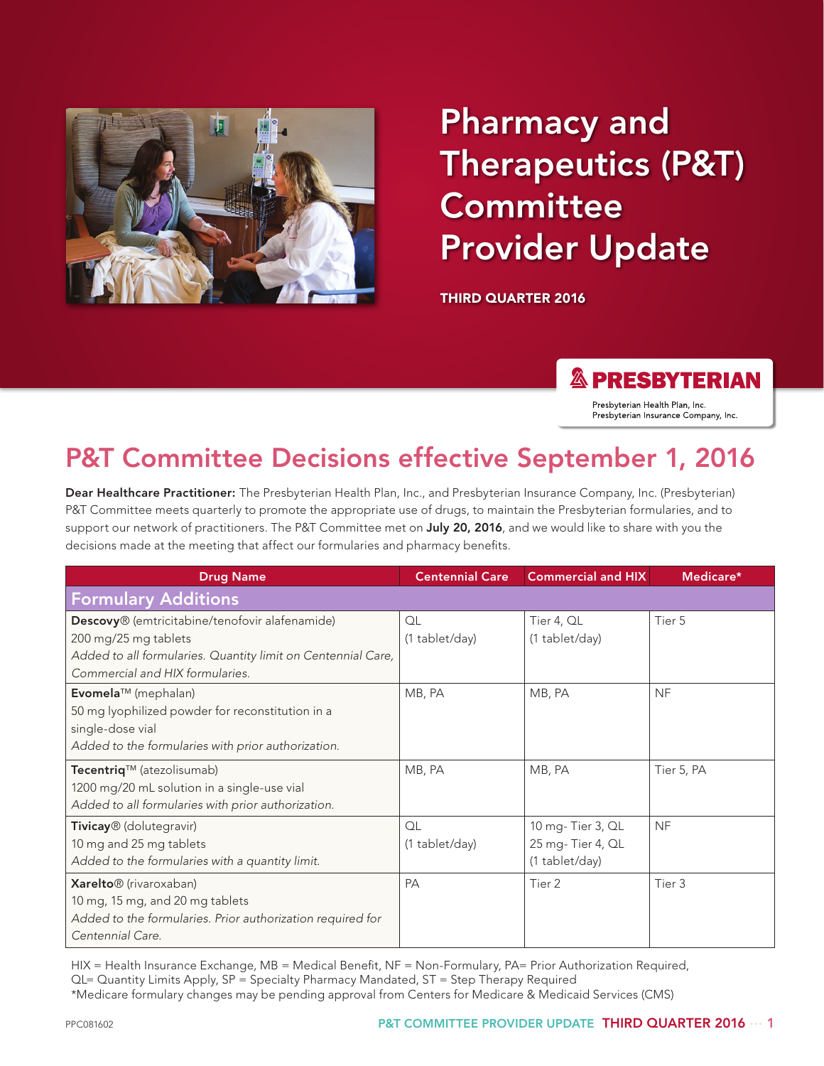# Pharmacy and Therapeutics (P&T) Committee Provider Update

**THIRD QUARTER 2016**

**PRESBYTERIAN**

Presbyterian Health Plan, Inc.
Presbyterian Insurance Company, Inc.

## P&T Committee Decisions effective September 1, 2016

**Dear Healthcare Practitioner:** The Presbyterian Health Plan, Inc., and Presbyterian Insurance Company, Inc. (Presbyterian) P&T Committee meets quarterly to promote the appropriate use of drugs, to maintain the Presbyterian formularies, and to support our network of practitioners. The P&T Committee met on **July 20, 2016**, and we would like to share with you the decisions made at the meeting that affect our formularies and pharmacy benefits.

| Drug Name | Centennial Care | Commercial and HIX | Medicare* |
|---|---|---|---|
| **Formulary Additions** | | | |
| **Descovy®** (emtricitabine/tenofovir alafenamide)<br>200 mg/25 mg tablets<br>*Added to all formularies. Quantity limit on Centennial Care, Commercial and HIX formularies.* | QL<br>(1 tablet/day) | Tier 4, QL<br>(1 tablet/day) | Tier 5 |
| **Evomela™** (mephalan)<br>50 mg lyophilized powder for reconstitution in a single-dose vial<br>*Added to the formularies with prior authorization.* | MB, PA | MB, PA | NF |
| **Tecentriq™** (atezolisumab)<br>1200 mg/20 mL solution in a single-use vial<br>*Added to all formularies with prior authorization.* | MB, PA | MB, PA | Tier 5, PA |
| **Tivicay®** (dolutegravir)<br>10 mg and 25 mg tablets<br>*Added to the formularies with a quantity limit.* | QL<br>(1 tablet/day) | 10 mg- Tier 3, QL<br>25 mg- Tier 4, QL<br>(1 tablet/day) | NF |
| **Xarelto®** (rivaroxaban)<br>10 mg, 15 mg, and 20 mg tablets<br>*Added to the formularies. Prior authorization required for Centennial Care.* | PA | Tier 2 | Tier 3 |

HIX = Health Insurance Exchange, MB = Medical Benefit, NF = Non-Formulary, PA= Prior Authorization Required, QL= Quantity Limits Apply, SP = Specialty Pharmacy Mandated, ST = Step Therapy Required
*Medicare formulary changes may be pending approval from Centers for Medicare & Medicaid Services (CMS)

PPC081602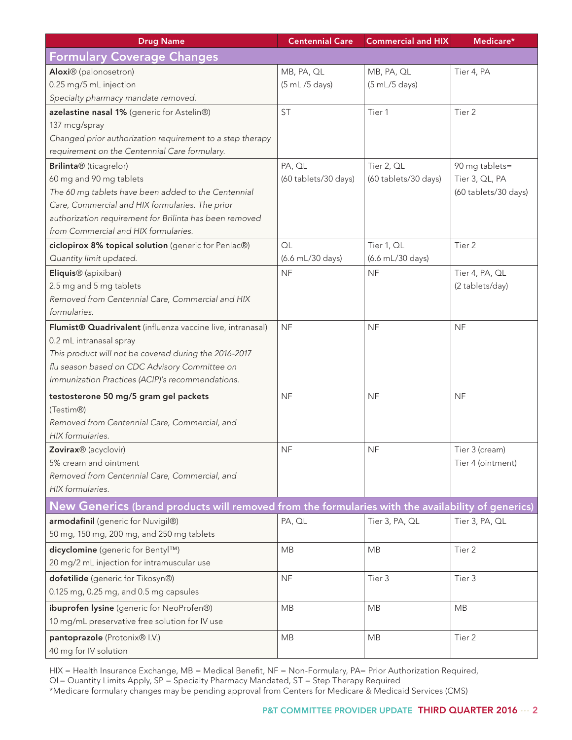| Drug Name | Centennial Care | Commercial and HIX | Medicare* |
|---|---|---|---|
| **Formulary Coverage Changes** | | | |
| **Aloxi®** (palonosetron)<br>0.25 mg/5 mL injection<br>*Specialty pharmacy mandate removed.* | MB, PA, QL<br>(5 mL /5 days) | MB, PA, QL<br>(5 mL/5 days) | Tier 4, PA |
| **azelastine nasal 1%** (generic for Astelin®)<br>137 mcg/spray<br>*Changed prior authorization requirement to a step therapy requirement on the Centennial Care formulary.* | ST | Tier 1 | Tier 2 |
| **Brilinta®** (ticagrelor)<br>60 mg and 90 mg tablets<br>*The 60 mg tablets have been added to the Centennial Care, Commercial and HIX formularies. The prior authorization requirement for Brilinta has been removed from Commercial and HIX formularies.* | PA, QL<br>(60 tablets/30 days) | Tier 2, QL<br>(60 tablets/30 days) | 90 mg tablets=<br>Tier 3, QL, PA<br>(60 tablets/30 days) |
| **ciclopirox 8% topical solution** (generic for Penlac®)<br>*Quantity limit updated.* | QL<br>(6.6 mL/30 days) | Tier 1, QL<br>(6.6 mL/30 days) | Tier 2 |
| **Eliquis®** (apixiban)<br>2.5 mg and 5 mg tablets<br>*Removed from Centennial Care, Commercial and HIX formularies.* | NF | NF | Tier 4, PA, QL<br>(2 tablets/day) |
| **Flumist® Quadrivalent** (influenza vaccine live, intranasal)<br>0.2 mL intranasal spray<br>*This product will not be covered during the 2016-2017 flu season based on CDC Advisory Committee on Immunization Practices (ACIP)'s recommendations.* | NF | NF | NF |
| **testosterone 50 mg/5 gram gel packets** (Testim®)<br>*Removed from Centennial Care, Commercial, and HIX formularies.* | NF | NF | NF |
| **Zovirax®** (acyclovir)<br>5% cream and ointment<br>*Removed from Centennial Care, Commercial, and HIX formularies.* | NF | NF | Tier 3 (cream)<br>Tier 4 (ointment) |
| **New Generics** (brand products will removed from the formularies with the availability of generics) | | | |
| **armodafinil** (generic for Nuvigil®)<br>50 mg, 150 mg, 200 mg, and 250 mg tablets | PA, QL | Tier 3, PA, QL | Tier 3, PA, QL |
| **dicyclomine** (generic for Bentyl™)<br>20 mg/2 mL injection for intramuscular use | MB | MB | Tier 2 |
| **dofetilide** (generic for Tikosyn®)<br>0.125 mg, 0.25 mg, and 0.5 mg capsules | NF | Tier 3 | Tier 3 |
| **ibuprofen lysine** (generic for NeoProfen®)<br>10 mg/mL preservative free solution for IV use | MB | MB | MB |
| **pantoprazole** (Protonix® I.V.)<br>40 mg for IV solution | MB | MB | Tier 2 |

HIX = Health Insurance Exchange, MB = Medical Benefit, NF = Non-Formulary, PA= Prior Authorization Required, QL= Quantity Limits Apply, SP = Specialty Pharmacy Mandated, ST = Step Therapy Required
*Medicare formulary changes may be pending approval from Centers for Medicare & Medicaid Services (CMS)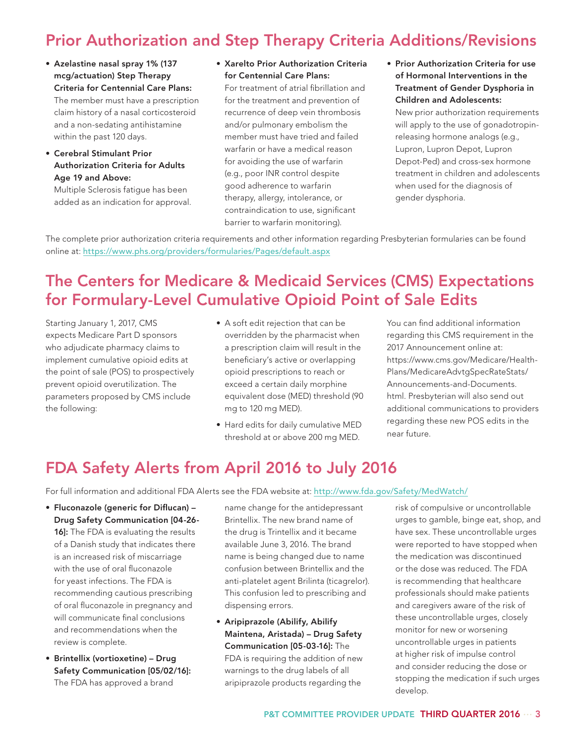## Prior Authorization and Step Therapy Criteria Additions/Revisions

- **Azelastine nasal spray 1% (137 mcg/actuation) Step Therapy Criteria for Centennial Care Plans:** The member must have a prescription claim history of a nasal corticosteroid and a non-sedating antihistamine within the past 120 days.
- **Cerebral Stimulant Prior Authorization Criteria for Adults Age 19 and Above:** Multiple Sclerosis fatigue has been added as an indication for approval.
- **Xarelto Prior Authorization Criteria for Centennial Care Plans:** For treatment of atrial fibrillation and for the treatment and prevention of recurrence of deep vein thrombosis and/or pulmonary embolism the member must have tried and failed warfarin or have a medical reason for avoiding the use of warfarin (e.g., poor INR control despite good adherence to warfarin therapy, allergy, intolerance, or contraindication to use, significant barrier to warfarin monitoring).
- **Prior Authorization Criteria for use of Hormonal Interventions in the Treatment of Gender Dysphoria in Children and Adolescents:** New prior authorization requirements will apply to the use of gonadotropin-releasing hormone analogs (e.g., Lupron, Lupron Depot, Lupron Depot-Ped) and cross-sex hormone treatment in children and adolescents when used for the diagnosis of gender dysphoria.

The complete prior authorization criteria requirements and other information regarding Presbyterian formularies can be found online at: https://www.phs.org/providers/formularies/Pages/default.aspx

## The Centers for Medicare & Medicaid Services (CMS) Expectations for Formulary-Level Cumulative Opioid Point of Sale Edits

Starting January 1, 2017, CMS expects Medicare Part D sponsors who adjudicate pharmacy claims to implement cumulative opioid edits at the point of sale (POS) to prospectively prevent opioid overutilization. The parameters proposed by CMS include the following:

- A soft edit rejection that can be overridden by the pharmacist when a prescription claim will result in the beneficiary's active or overlapping opioid prescriptions to reach or exceed a certain daily morphine equivalent dose (MED) threshold (90 mg to 120 mg MED).
- Hard edits for daily cumulative MED threshold at or above 200 mg MED.

You can find additional information regarding this CMS requirement in the 2017 Announcement online at: https://www.cms.gov/Medicare/Health-Plans/MedicareAdvtgSpecRateStats/Announcements-and-Documents.html. Presbyterian will also send out additional communications to providers regarding these new POS edits in the near future.

## FDA Safety Alerts from April 2016 to July 2016

For full information and additional FDA Alerts see the FDA website at: http://www.fda.gov/Safety/MedWatch/

- **Fluconazole (generic for Diflucan) – Drug Safety Communication [04-26-16]:** The FDA is evaluating the results of a Danish study that indicates there is an increased risk of miscarriage with the use of oral fluconazole for yeast infections. The FDA is recommending cautious prescribing of oral fluconazole in pregnancy and will communicate final conclusions and recommendations when the review is complete.
- **Brintellix (vortioxetine) – Drug Safety Communication [05/02/16]:** The FDA has approved a brand name change for the antidepressant Brintellix. The new brand name of the drug is Trintellix and it became available June 3, 2016. The brand name is being changed due to name confusion between Brintellix and the anti-platelet agent Brilinta (ticagrelor). This confusion led to prescribing and dispensing errors.
- **Aripiprazole (Abilify, Abilify Maintena, Aristada) – Drug Safety Communication [05-03-16]:** The FDA is requiring the addition of new warnings to the drug labels of all aripiprazole products regarding the risk of compulsive or uncontrollable urges to gamble, binge eat, shop, and have sex. These uncontrollable urges were reported to have stopped when the medication was discontinued or the dose was reduced. The FDA is recommending that healthcare professionals should make patients and caregivers aware of the risk of these uncontrollable urges, closely monitor for new or worsening uncontrollable urges in patients at higher risk of impulse control and consider reducing the dose or stopping the medication if such urges develop.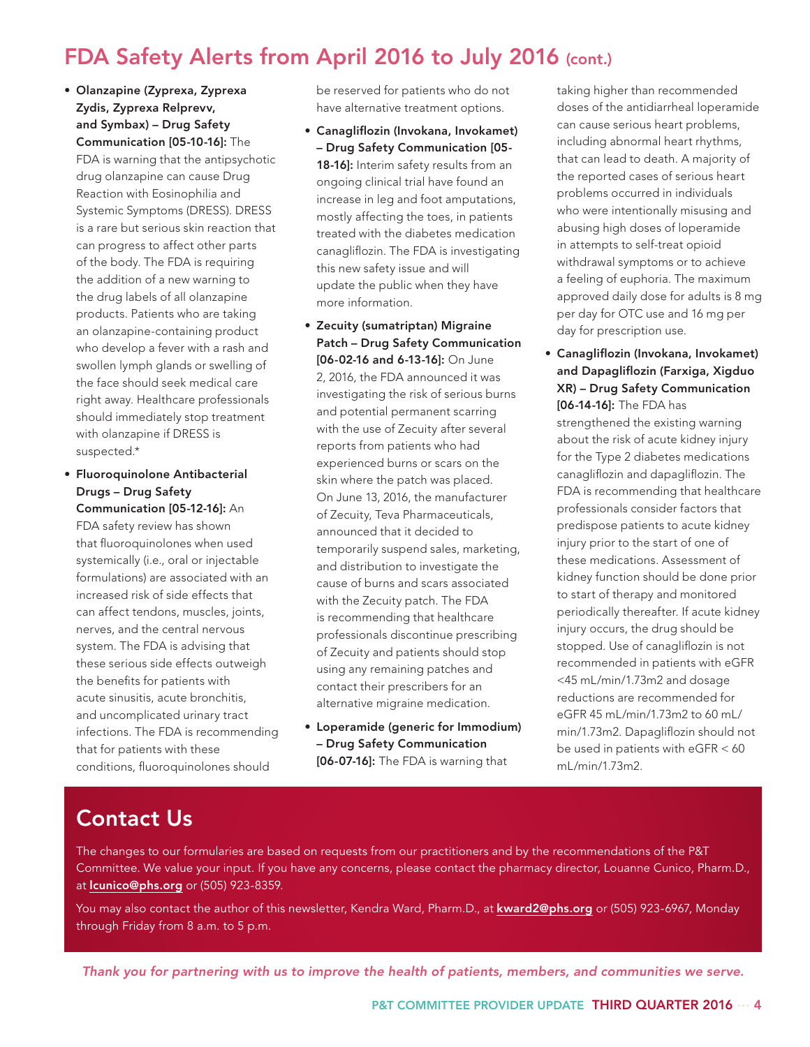## FDA Safety Alerts from April 2016 to July 2016 (cont.)

- **Olanzapine (Zyprexa, Zyprexa Zydis, Zyprexa Relprevv, and Symbax) – Drug Safety Communication [05-10-16]:** The FDA is warning that the antipsychotic drug olanzapine can cause Drug Reaction with Eosinophilia and Systemic Symptoms (DRESS). DRESS is a rare but serious skin reaction that can progress to affect other parts of the body. The FDA is requiring the addition of a new warning to the drug labels of all olanzapine products. Patients who are taking an olanzapine-containing product who develop a fever with a rash and swollen lymph glands or swelling of the face should seek medical care right away. Healthcare professionals should immediately stop treatment with olanzapine if DRESS is suspected.*
- **Fluoroquinolone Antibacterial Drugs – Drug Safety Communication [05-12-16]:** An FDA safety review has shown that fluoroquinolones when used systemically (i.e., oral or injectable formulations) are associated with an increased risk of side effects that can affect tendons, muscles, joints, nerves, and the central nervous system. The FDA is advising that these serious side effects outweigh the benefits for patients with acute sinusitis, acute bronchitis, and uncomplicated urinary tract infections. The FDA is recommending that for patients with these conditions, fluoroquinolones should be reserved for patients who do not have alternative treatment options.
- **Canagliflozin (Invokana, Invokamet) – Drug Safety Communication [05-18-16]:** Interim safety results from an ongoing clinical trial have found an increase in leg and foot amputations, mostly affecting the toes, in patients treated with the diabetes medication canagliflozin. The FDA is investigating this new safety issue and will update the public when they have more information.
- **Zecuity (sumatriptan) Migraine Patch – Drug Safety Communication [06-02-16 and 6-13-16]:** On June 2, 2016, the FDA announced it was investigating the risk of serious burns and potential permanent scarring with the use of Zecuity after several reports from patients who had experienced burns or scars on the skin where the patch was placed. On June 13, 2016, the manufacturer of Zecuity, Teva Pharmaceuticals, announced that it decided to temporarily suspend sales, marketing, and distribution to investigate the cause of burns and scars associated with the Zecuity patch. The FDA is recommending that healthcare professionals discontinue prescribing of Zecuity and patients should stop using any remaining patches and contact their prescribers for an alternative migraine medication.
- **Loperamide (generic for Immodium) – Drug Safety Communication [06-07-16]:** The FDA is warning that taking higher than recommended doses of the antidiarrheal loperamide can cause serious heart problems, including abnormal heart rhythms, that can lead to death. A majority of the reported cases of serious heart problems occurred in individuals who were intentionally misusing and abusing high doses of loperamide in attempts to self-treat opioid withdrawal symptoms or to achieve a feeling of euphoria. The maximum approved daily dose for adults is 8 mg per day for OTC use and 16 mg per day for prescription use.
- **Canagliflozin (Invokana, Invokamet) and Dapagliflozin (Farxiga, Xigduo XR) – Drug Safety Communication [06-14-16]:** The FDA has strengthened the existing warning about the risk of acute kidney injury for the Type 2 diabetes medications canagliflozin and dapagliflozin. The FDA is recommending that healthcare professionals consider factors that predispose patients to acute kidney injury prior to the start of one of these medications. Assessment of kidney function should be done prior to start of therapy and monitored periodically thereafter. If acute kidney injury occurs, the drug should be stopped. Use of canagliflozin is not recommended in patients with eGFR <45 mL/min/1.73m2 and dosage reductions are recommended for eGFR 45 mL/min/1.73m2 to 60 mL/min/1.73m2. Dapagliflozin should not be used in patients with eGFR < 60 mL/min/1.73m2.

## Contact Us

The changes to our formularies are based on requests from our practitioners and by the recommendations of the P&T Committee. We value your input. If you have any concerns, please contact the pharmacy director, Louanne Cunico, Pharm.D., at **lcunico@phs.org** or (505) 923-8359.

You may also contact the author of this newsletter, Kendra Ward, Pharm.D., at **kward2@phs.org** or (505) 923-6967, Monday through Friday from 8 a.m. to 5 p.m.

*Thank you for partnering with us to improve the health of patients, members, and communities we serve.*